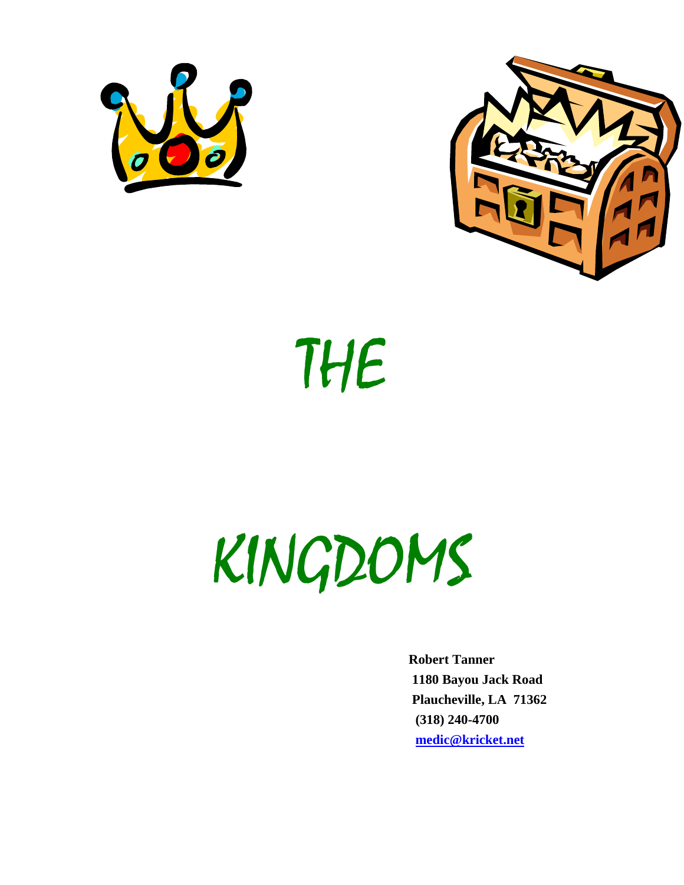# THE KINGDOMS

**Robert Tanner**
**1180 Bayou Jack Road**
**Plaucheville, LA 71362**
**(318) 240-4700**
**medic@kricket.net**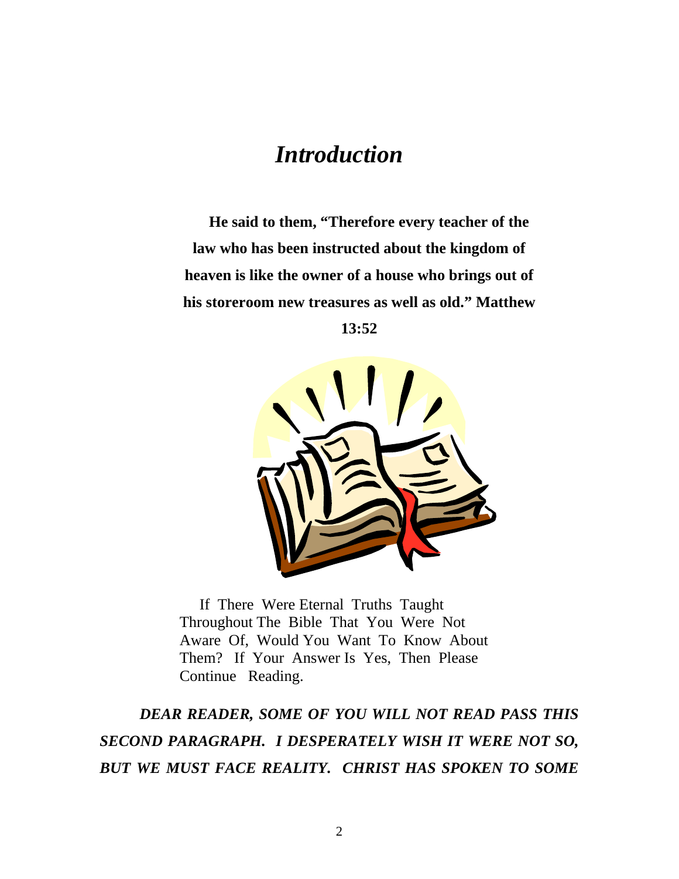# *Introduction*

**He said to them, "Therefore every teacher of the law who has been instructed about the kingdom of heaven is like the owner of a house who brings out of his storeroom new treasures as well as old." Matthew 13:52**

If There Were Eternal Truths Taught Throughout The Bible That You Were Not Aware Of, Would You Want To Know About Them? If Your Answer Is Yes, Then Please Continue Reading.

***DEAR READER, SOME OF YOU WILL NOT READ PASS THIS SECOND PARAGRAPH. I DESPERATELY WISH IT WERE NOT SO, BUT WE MUST FACE REALITY. CHRIST HAS SPOKEN TO SOME***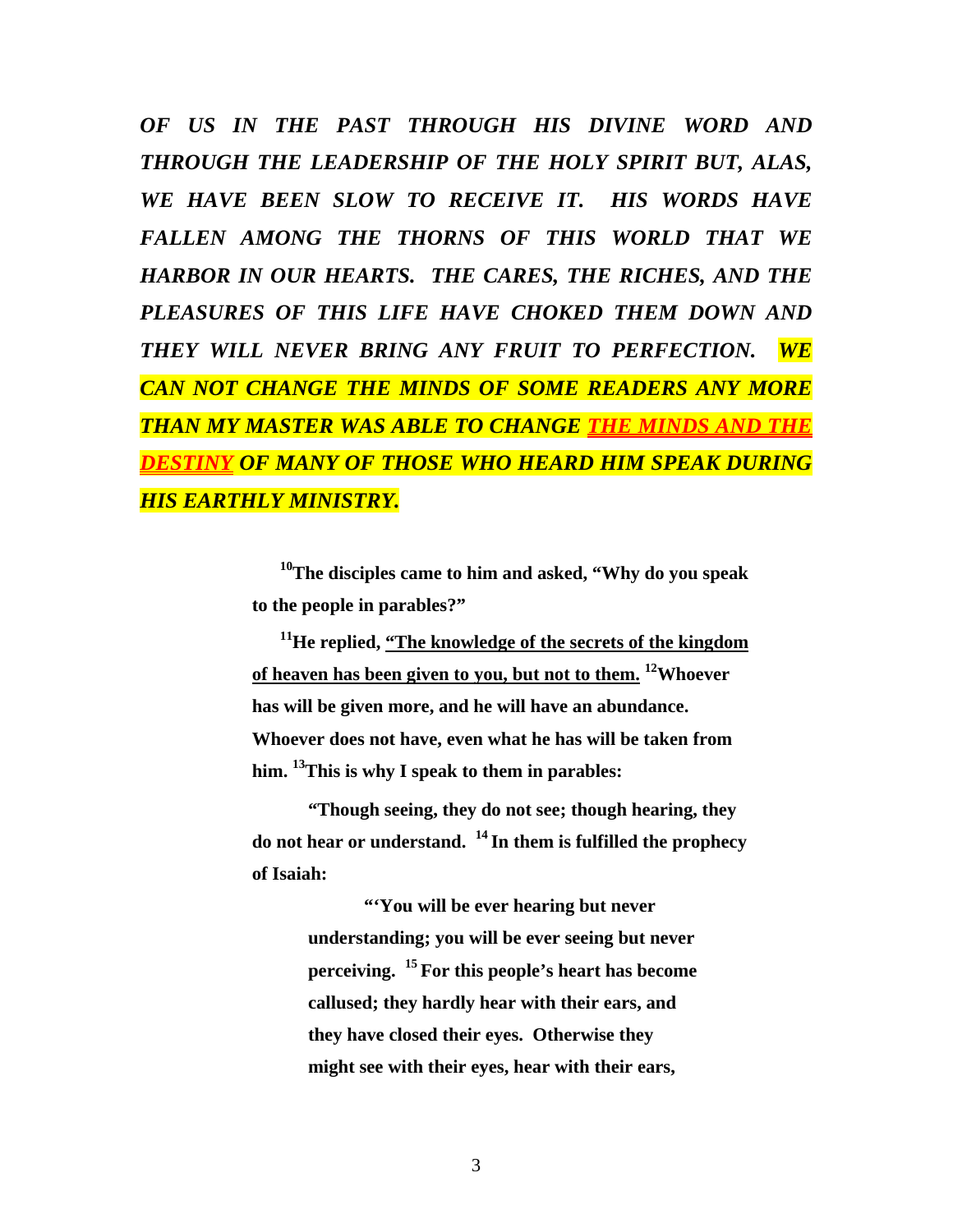***OF US IN THE PAST THROUGH HIS DIVINE WORD AND THROUGH THE LEADERSHIP OF THE HOLY SPIRIT BUT, ALAS, WE HAVE BEEN SLOW TO RECEIVE IT. HIS WORDS HAVE FALLEN AMONG THE THORNS OF THIS WORLD THAT WE HARBOR IN OUR HEARTS. THE CARES, THE RICHES, AND THE PLEASURES OF THIS LIFE HAVE CHOKED THEM DOWN AND THEY WILL NEVER BRING ANY FRUIT TO PERFECTION. WE CAN NOT CHANGE THE MINDS OF SOME READERS ANY MORE THAN MY MASTER WAS ABLE TO CHANGE <u>THE MINDS AND THE DESTINY</u> OF MANY OF THOSE WHO HEARD HIM SPEAK DURING HIS EARTHLY MINISTRY.***

> **[10]The disciples came to him and asked, "Why do you speak to the people in parables?"**
>
> **[11]He replied, <u>"The knowledge of the secrets of the kingdom of heaven has been given to you, but not to them.</u> [12]Whoever has will be given more, and he will have an abundance. Whoever does not have, even what he has will be taken from him. [13]This is why I speak to them in parables:**
>
> **"Though seeing, they do not see; though hearing, they do not hear or understand. [14] In them is fulfilled the prophecy of Isaiah:**
>
> > **"'You will be ever hearing but never understanding; you will be ever seeing but never perceiving. [15] For this people's heart has become callused; they hardly hear with their ears, and they have closed their eyes. Otherwise they might see with their eyes, hear with their ears,**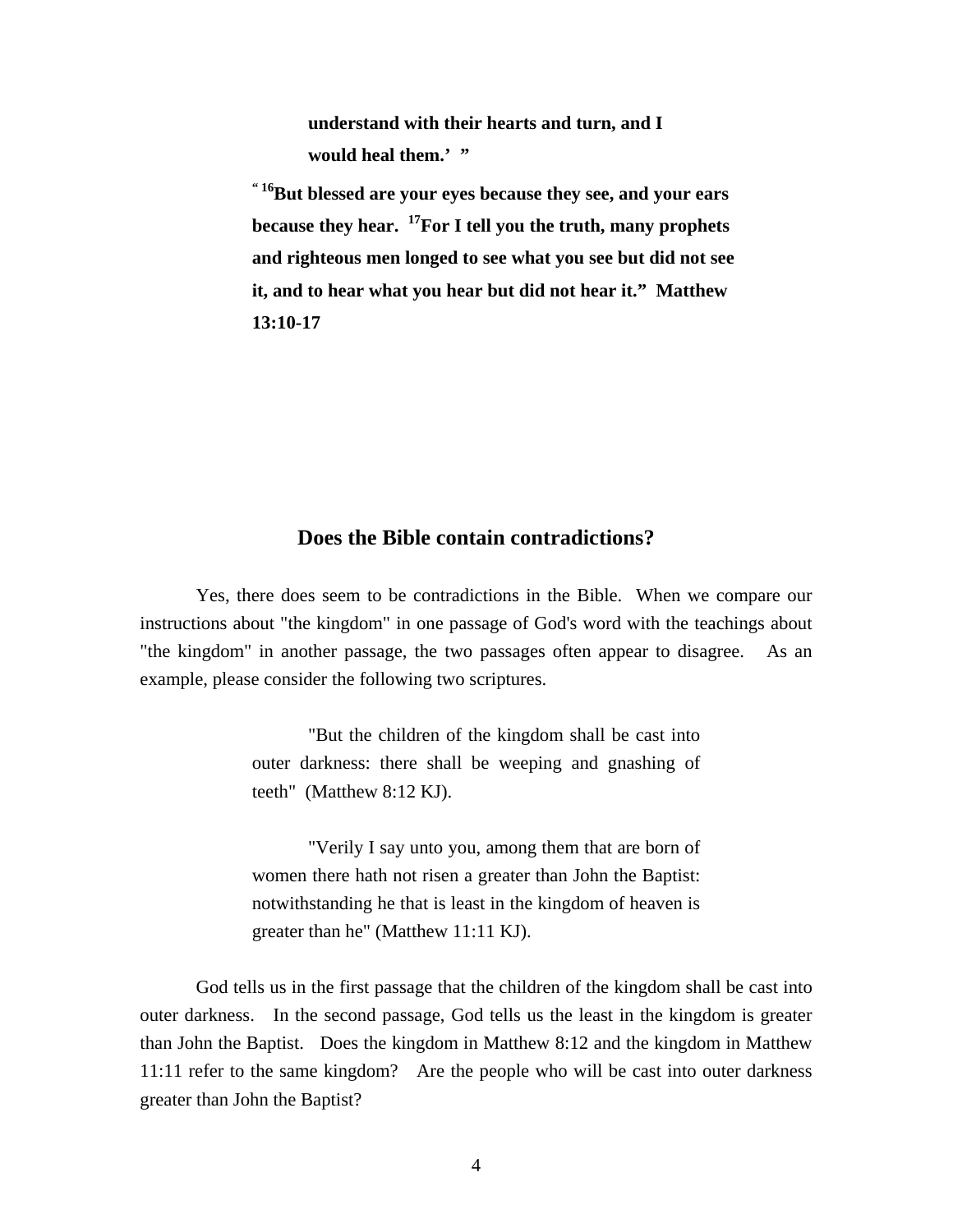> **understand with their hearts and turn, and I would heal them.' "**
>
> **" [16]But blessed are your eyes because they see, and your ears because they hear. [17]For I tell you the truth, many prophets and righteous men longed to see what you see but did not see it, and to hear what you hear but did not hear it." Matthew 13:10-17**

## Does the Bible contain contradictions?

Yes, there does seem to be contradictions in the Bible. When we compare our instructions about "the kingdom" in one passage of God's word with the teachings about "the kingdom" in another passage, the two passages often appear to disagree. As an example, please consider the following two scriptures.

> "But the children of the kingdom shall be cast into outer darkness: there shall be weeping and gnashing of teeth" (Matthew 8:12 KJ).

> "Verily I say unto you, among them that are born of women there hath not risen a greater than John the Baptist: notwithstanding he that is least in the kingdom of heaven is greater than he" (Matthew 11:11 KJ).

God tells us in the first passage that the children of the kingdom shall be cast into outer darkness. In the second passage, God tells us the least in the kingdom is greater than John the Baptist. Does the kingdom in Matthew 8:12 and the kingdom in Matthew 11:11 refer to the same kingdom? Are the people who will be cast into outer darkness greater than John the Baptist?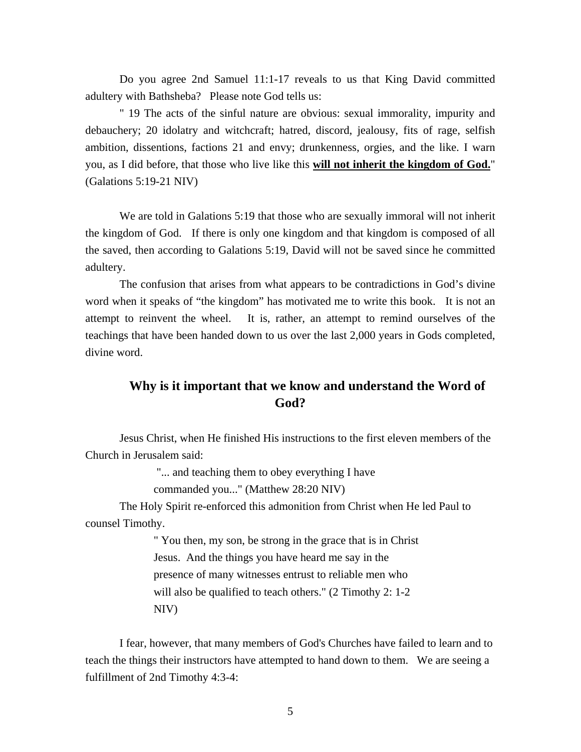Do you agree 2nd Samuel 11:1-17 reveals to us that King David committed adultery with Bathsheba? Please note God tells us:

" 19 The acts of the sinful nature are obvious: sexual immorality, impurity and debauchery; 20 idolatry and witchcraft; hatred, discord, jealousy, fits of rage, selfish ambition, dissentions, factions 21 and envy; drunkenness, orgies, and the like. I warn you, as I did before, that those who live like this **will not inherit the kingdom of God.**" (Galations 5:19-21 NIV)

We are told in Galations 5:19 that those who are sexually immoral will not inherit the kingdom of God. If there is only one kingdom and that kingdom is composed of all the saved, then according to Galations 5:19, David will not be saved since he committed adultery.

The confusion that arises from what appears to be contradictions in God's divine word when it speaks of "the kingdom" has motivated me to write this book. It is not an attempt to reinvent the wheel. It is, rather, an attempt to remind ourselves of the teachings that have been handed down to us over the last 2,000 years in Gods completed, divine word.

## Why is it important that we know and understand the Word of God?

Jesus Christ, when He finished His instructions to the first eleven members of the Church in Jerusalem said:

> "... and teaching them to obey everything I have commanded you..." (Matthew 28:20 NIV)

The Holy Spirit re-enforced this admonition from Christ when He led Paul to counsel Timothy.

> " You then, my son, be strong in the grace that is in Christ Jesus. And the things you have heard me say in the presence of many witnesses entrust to reliable men who will also be qualified to teach others." (2 Timothy 2: 1-2 NIV)

I fear, however, that many members of God's Churches have failed to learn and to teach the things their instructors have attempted to hand down to them. We are seeing a fulfillment of 2nd Timothy 4:3-4: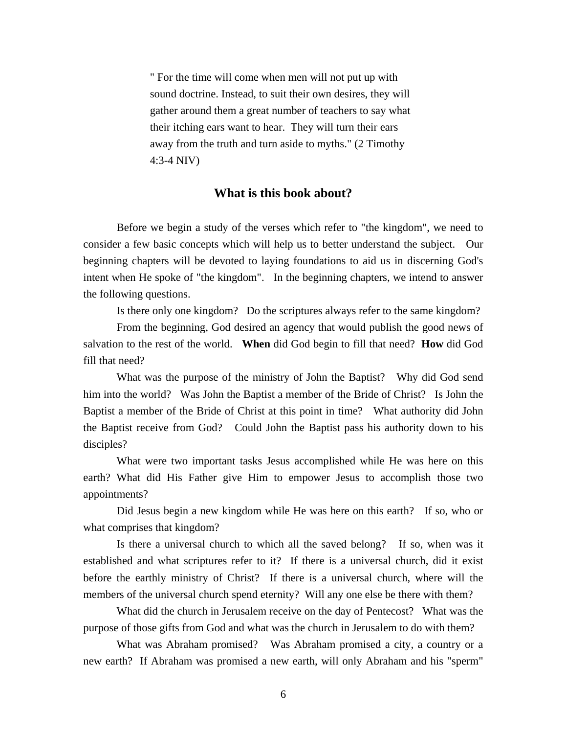> " For the time will come when men will not put up with sound doctrine. Instead, to suit their own desires, they will gather around them a great number of teachers to say what their itching ears want to hear. They will turn their ears away from the truth and turn aside to myths." (2 Timothy 4:3-4 NIV)

## What is this book about?

Before we begin a study of the verses which refer to "the kingdom", we need to consider a few basic concepts which will help us to better understand the subject. Our beginning chapters will be devoted to laying foundations to aid us in discerning God's intent when He spoke of "the kingdom". In the beginning chapters, we intend to answer the following questions.

Is there only one kingdom? Do the scriptures always refer to the same kingdom?

From the beginning, God desired an agency that would publish the good news of salvation to the rest of the world. **When** did God begin to fill that need? **How** did God fill that need?

What was the purpose of the ministry of John the Baptist? Why did God send him into the world? Was John the Baptist a member of the Bride of Christ? Is John the Baptist a member of the Bride of Christ at this point in time? What authority did John the Baptist receive from God? Could John the Baptist pass his authority down to his disciples?

What were two important tasks Jesus accomplished while He was here on this earth? What did His Father give Him to empower Jesus to accomplish those two appointments?

Did Jesus begin a new kingdom while He was here on this earth? If so, who or what comprises that kingdom?

Is there a universal church to which all the saved belong? If so, when was it established and what scriptures refer to it? If there is a universal church, did it exist before the earthly ministry of Christ? If there is a universal church, where will the members of the universal church spend eternity? Will any one else be there with them?

What did the church in Jerusalem receive on the day of Pentecost? What was the purpose of those gifts from God and what was the church in Jerusalem to do with them?

What was Abraham promised? Was Abraham promised a city, a country or a new earth? If Abraham was promised a new earth, will only Abraham and his "sperm"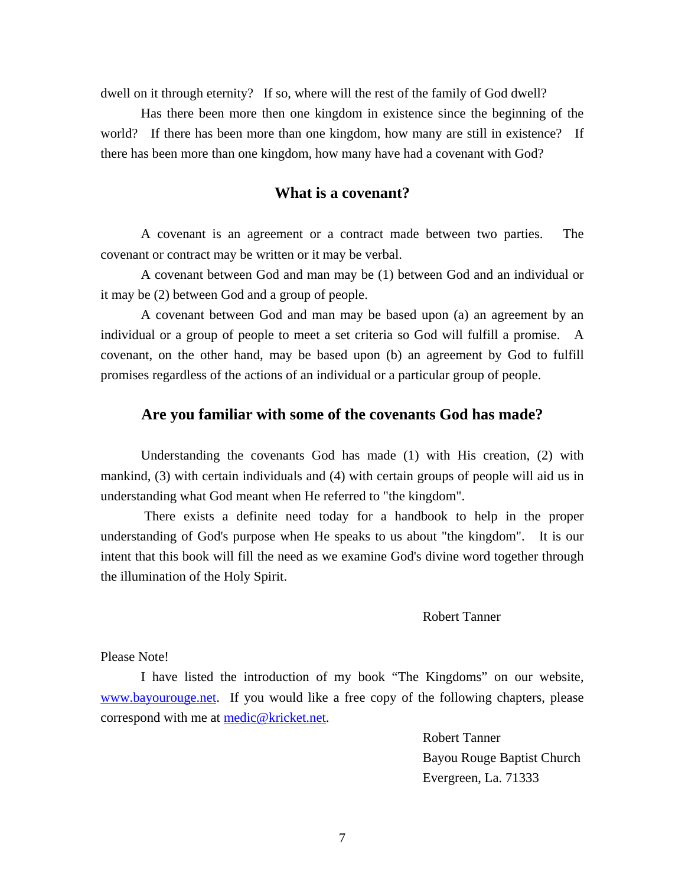dwell on it through eternity? If so, where will the rest of the family of God dwell?

Has there been more then one kingdom in existence since the beginning of the world? If there has been more than one kingdom, how many are still in existence? If there has been more than one kingdom, how many have had a covenant with God?

## What is a covenant?

A covenant is an agreement or a contract made between two parties. The covenant or contract may be written or it may be verbal.

A covenant between God and man may be (1) between God and an individual or it may be (2) between God and a group of people.

A covenant between God and man may be based upon (a) an agreement by an individual or a group of people to meet a set criteria so God will fulfill a promise. A covenant, on the other hand, may be based upon (b) an agreement by God to fulfill promises regardless of the actions of an individual or a particular group of people.

## Are you familiar with some of the covenants God has made?

Understanding the covenants God has made (1) with His creation, (2) with mankind, (3) with certain individuals and (4) with certain groups of people will aid us in understanding what God meant when He referred to "the kingdom".

There exists a definite need today for a handbook to help in the proper understanding of God's purpose when He speaks to us about "the kingdom". It is our intent that this book will fill the need as we examine God's divine word together through the illumination of the Holy Spirit.

Robert Tanner

Please Note!

I have listed the introduction of my book "The Kingdoms" on our website, www.bayourouge.net. If you would like a free copy of the following chapters, please correspond with me at medic@kricket.net.

Robert Tanner
Bayou Rouge Baptist Church
Evergreen, La. 71333